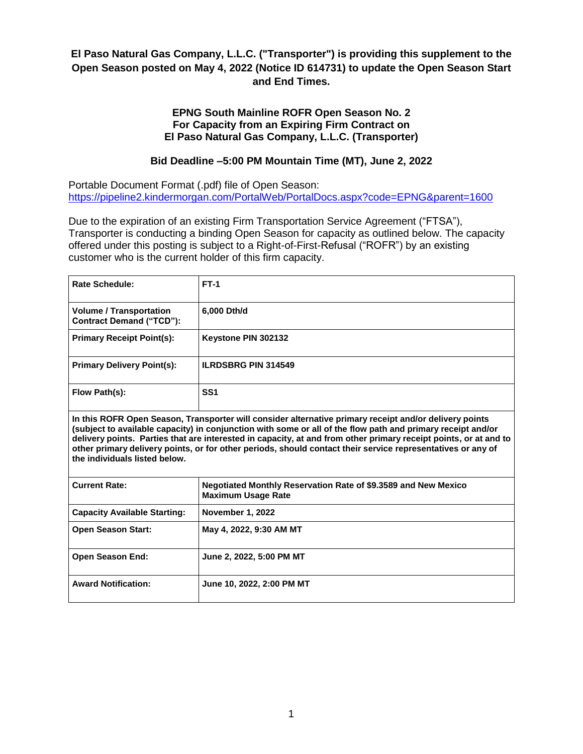**El Paso Natural Gas Company, L.L.C. ("Transporter") is providing this supplement to the Open Season posted on May 4, 2022 (Notice ID 614731) to update the Open Season Start and End Times.**

## EPNG South Mainline ROFR Open Season No. 2
## For Capacity from an Expiring Firm Contract on
## El Paso Natural Gas Company, L.L.C. (Transporter)

### Bid Deadline –5:00 PM Mountain Time (MT), June 2, 2022

Portable Document Format (.pdf) file of Open Season:
https://pipeline2.kindermorgan.com/PortalWeb/PortalDocs.aspx?code=EPNG&parent=1600

Due to the expiration of an existing Firm Transportation Service Agreement ("FTSA"), Transporter is conducting a binding Open Season for capacity as outlined below. The capacity offered under this posting is subject to a Right-of-First-Refusal ("ROFR") by an existing customer who is the current holder of this firm capacity.

| **Rate Schedule:** | **FT-1** |
|---|---|
| **Volume / Transportation Contract Demand ("TCD"):** | **6,000 Dth/d** |
| **Primary Receipt Point(s):** | **Keystone PIN 302132** |
| **Primary Delivery Point(s):** | **ILRDSBRG PIN 314549** |
| **Flow Path(s):** | **SS1** |
| **In this ROFR Open Season, Transporter will consider alternative primary receipt and/or delivery points (subject to available capacity) in conjunction with some or all of the flow path and primary receipt and/or delivery points. Parties that are interested in capacity, at and from other primary receipt points, or at and to other primary delivery points, or for other periods, should contact their service representatives or any of the individuals listed below.** | |
| **Current Rate:** | **Negotiated Monthly Reservation Rate of $9.3589 and New Mexico Maximum Usage Rate** |
| **Capacity Available Starting:** | **November 1, 2022** |
| **Open Season Start:** | **May 4, 2022, 9:30 AM MT** |
| **Open Season End:** | **June 2, 2022, 5:00 PM MT** |
| **Award Notification:** | **June 10, 2022, 2:00 PM MT** |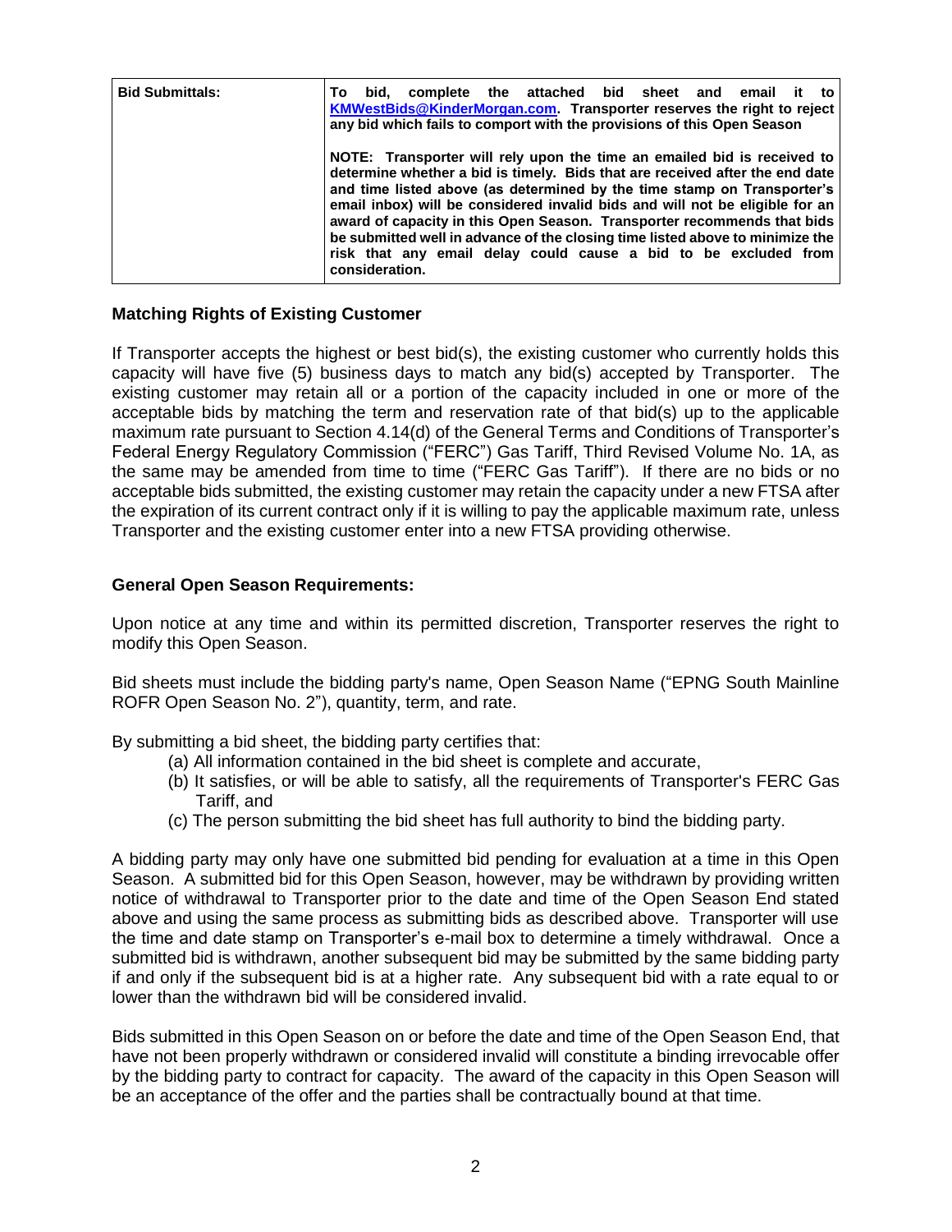| **Bid Submittals:** | **To bid, complete the attached bid sheet and email it to KMWestBids@KinderMorgan.com. Transporter reserves the right to reject any bid which fails to comport with the provisions of this Open Season**<br><br>**NOTE: Transporter will rely upon the time an emailed bid is received to determine whether a bid is timely. Bids that are received after the end date and time listed above (as determined by the time stamp on Transporter's email inbox) will be considered invalid bids and will not be eligible for an award of capacity in this Open Season. Transporter recommends that bids be submitted well in advance of the closing time listed above to minimize the risk that any email delay could cause a bid to be excluded from consideration.** |
|---|---|

### Matching Rights of Existing Customer

If Transporter accepts the highest or best bid(s), the existing customer who currently holds this capacity will have five (5) business days to match any bid(s) accepted by Transporter. The existing customer may retain all or a portion of the capacity included in one or more of the acceptable bids by matching the term and reservation rate of that bid(s) up to the applicable maximum rate pursuant to Section 4.14(d) of the General Terms and Conditions of Transporter's Federal Energy Regulatory Commission ("FERC") Gas Tariff, Third Revised Volume No. 1A, as the same may be amended from time to time ("FERC Gas Tariff"). If there are no bids or no acceptable bids submitted, the existing customer may retain the capacity under a new FTSA after the expiration of its current contract only if it is willing to pay the applicable maximum rate, unless Transporter and the existing customer enter into a new FTSA providing otherwise.

### General Open Season Requirements:

Upon notice at any time and within its permitted discretion, Transporter reserves the right to modify this Open Season.

Bid sheets must include the bidding party's name, Open Season Name ("EPNG South Mainline ROFR Open Season No. 2"), quantity, term, and rate.

By submitting a bid sheet, the bidding party certifies that:

(a) All information contained in the bid sheet is complete and accurate,
(b) It satisfies, or will be able to satisfy, all the requirements of Transporter's FERC Gas Tariff, and
(c) The person submitting the bid sheet has full authority to bind the bidding party.

A bidding party may only have one submitted bid pending for evaluation at a time in this Open Season. A submitted bid for this Open Season, however, may be withdrawn by providing written notice of withdrawal to Transporter prior to the date and time of the Open Season End stated above and using the same process as submitting bids as described above. Transporter will use the time and date stamp on Transporter's e-mail box to determine a timely withdrawal. Once a submitted bid is withdrawn, another subsequent bid may be submitted by the same bidding party if and only if the subsequent bid is at a higher rate. Any subsequent bid with a rate equal to or lower than the withdrawn bid will be considered invalid.

Bids submitted in this Open Season on or before the date and time of the Open Season End, that have not been properly withdrawn or considered invalid will constitute a binding irrevocable offer by the bidding party to contract for capacity. The award of the capacity in this Open Season will be an acceptance of the offer and the parties shall be contractually bound at that time.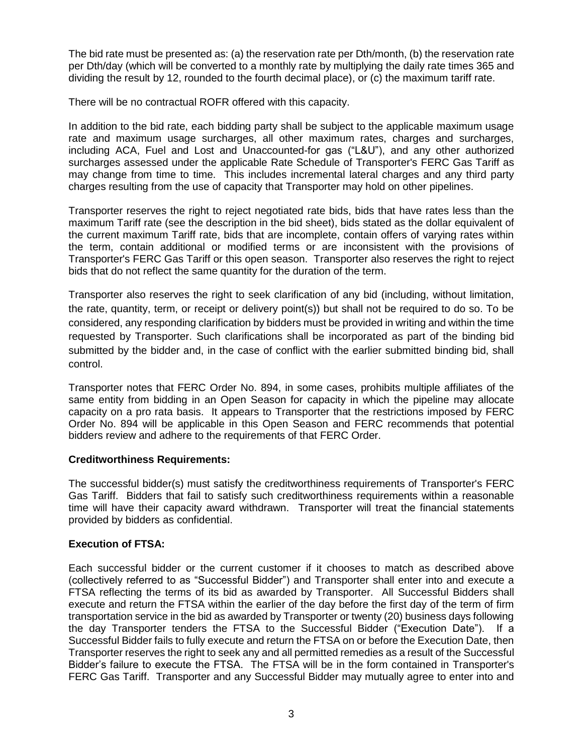The bid rate must be presented as: (a) the reservation rate per Dth/month, (b) the reservation rate per Dth/day (which will be converted to a monthly rate by multiplying the daily rate times 365 and dividing the result by 12, rounded to the fourth decimal place), or (c) the maximum tariff rate.

There will be no contractual ROFR offered with this capacity.

In addition to the bid rate, each bidding party shall be subject to the applicable maximum usage rate and maximum usage surcharges, all other maximum rates, charges and surcharges, including ACA, Fuel and Lost and Unaccounted-for gas ("L&U"), and any other authorized surcharges assessed under the applicable Rate Schedule of Transporter's FERC Gas Tariff as may change from time to time. This includes incremental lateral charges and any third party charges resulting from the use of capacity that Transporter may hold on other pipelines.

Transporter reserves the right to reject negotiated rate bids, bids that have rates less than the maximum Tariff rate (see the description in the bid sheet), bids stated as the dollar equivalent of the current maximum Tariff rate, bids that are incomplete, contain offers of varying rates within the term, contain additional or modified terms or are inconsistent with the provisions of Transporter's FERC Gas Tariff or this open season. Transporter also reserves the right to reject bids that do not reflect the same quantity for the duration of the term.

Transporter also reserves the right to seek clarification of any bid (including, without limitation, the rate, quantity, term, or receipt or delivery point(s)) but shall not be required to do so. To be considered, any responding clarification by bidders must be provided in writing and within the time requested by Transporter. Such clarifications shall be incorporated as part of the binding bid submitted by the bidder and, in the case of conflict with the earlier submitted binding bid, shall control.

Transporter notes that FERC Order No. 894, in some cases, prohibits multiple affiliates of the same entity from bidding in an Open Season for capacity in which the pipeline may allocate capacity on a pro rata basis. It appears to Transporter that the restrictions imposed by FERC Order No. 894 will be applicable in this Open Season and FERC recommends that potential bidders review and adhere to the requirements of that FERC Order.

**Creditworthiness Requirements:**

The successful bidder(s) must satisfy the creditworthiness requirements of Transporter's FERC Gas Tariff. Bidders that fail to satisfy such creditworthiness requirements within a reasonable time will have their capacity award withdrawn. Transporter will treat the financial statements provided by bidders as confidential.

**Execution of FTSA:**

Each successful bidder or the current customer if it chooses to match as described above (collectively referred to as "Successful Bidder") and Transporter shall enter into and execute a FTSA reflecting the terms of its bid as awarded by Transporter. All Successful Bidders shall execute and return the FTSA within the earlier of the day before the first day of the term of firm transportation service in the bid as awarded by Transporter or twenty (20) business days following the day Transporter tenders the FTSA to the Successful Bidder ("Execution Date"). If a Successful Bidder fails to fully execute and return the FTSA on or before the Execution Date, then Transporter reserves the right to seek any and all permitted remedies as a result of the Successful Bidder's failure to execute the FTSA. The FTSA will be in the form contained in Transporter's FERC Gas Tariff. Transporter and any Successful Bidder may mutually agree to enter into and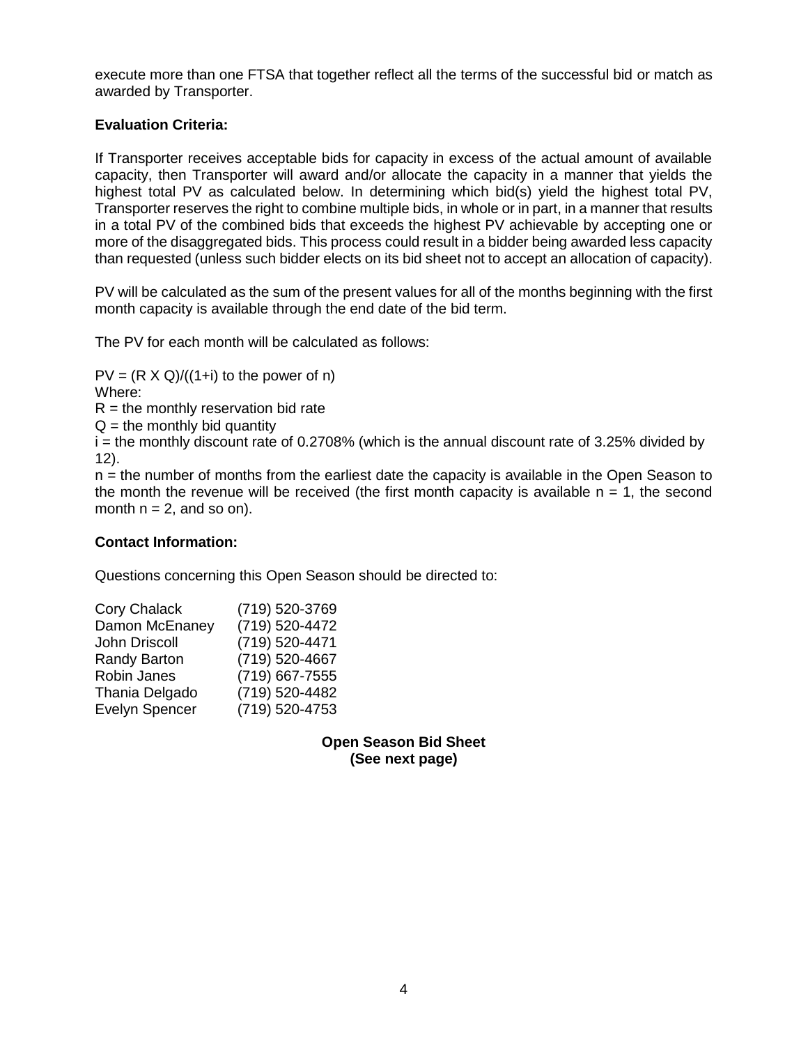execute more than one FTSA that together reflect all the terms of the successful bid or match as awarded by Transporter.

**Evaluation Criteria:**

If Transporter receives acceptable bids for capacity in excess of the actual amount of available capacity, then Transporter will award and/or allocate the capacity in a manner that yields the highest total PV as calculated below. In determining which bid(s) yield the highest total PV, Transporter reserves the right to combine multiple bids, in whole or in part, in a manner that results in a total PV of the combined bids that exceeds the highest PV achievable by accepting one or more of the disaggregated bids. This process could result in a bidder being awarded less capacity than requested (unless such bidder elects on its bid sheet not to accept an allocation of capacity).

PV will be calculated as the sum of the present values for all of the months beginning with the first month capacity is available through the end date of the bid term.

The PV for each month will be calculated as follows:

PV = (R X Q)/((1+i) to the power of n)
Where:
R = the monthly reservation bid rate
Q = the monthly bid quantity
i = the monthly discount rate of 0.2708% (which is the annual discount rate of 3.25% divided by 12).
n = the number of months from the earliest date the capacity is available in the Open Season to the month the revenue will be received (the first month capacity is available n = 1, the second month n = 2, and so on).

**Contact Information:**

Questions concerning this Open Season should be directed to:

| | |
|---|---|
| Cory Chalack | (719) 520-3769 |
| Damon McEnaney | (719) 520-4472 |
| John Driscoll | (719) 520-4471 |
| Randy Barton | (719) 520-4667 |
| Robin Janes | (719) 667-7555 |
| Thania Delgado | (719) 520-4482 |
| Evelyn Spencer | (719) 520-4753 |

**Open Season Bid Sheet**
**(See next page)**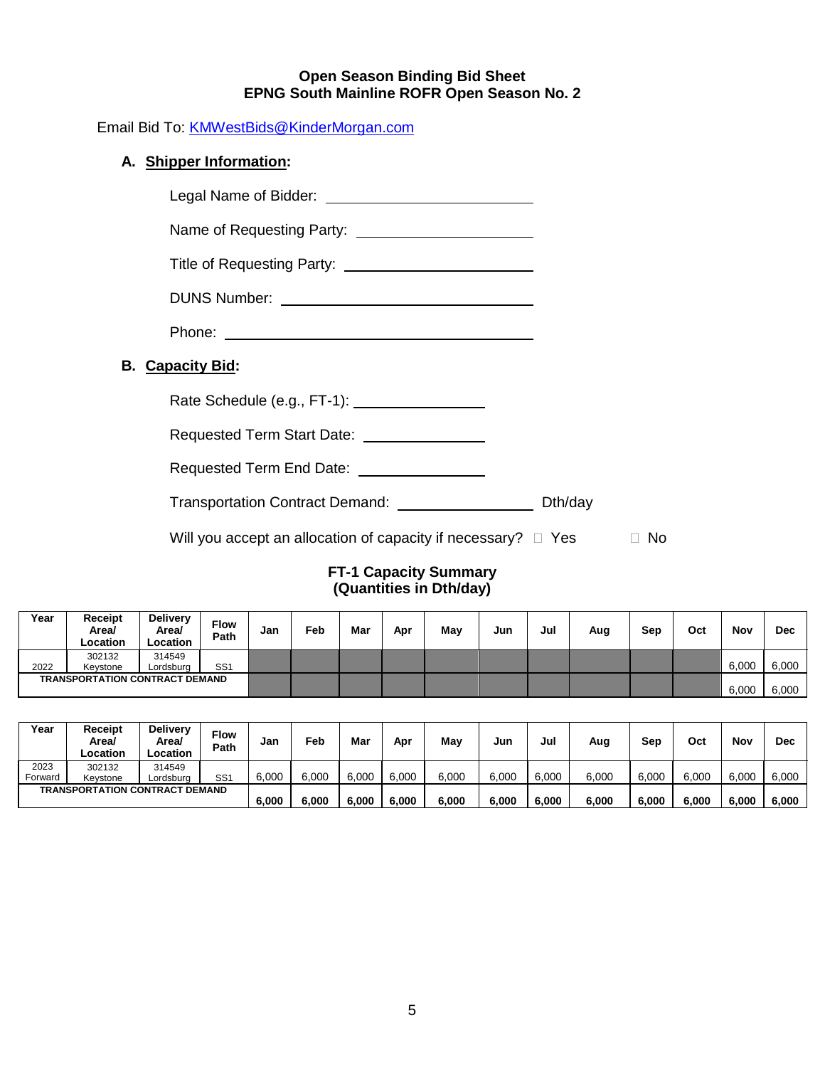**Open Season Binding Bid Sheet**
**EPNG South Mainline ROFR Open Season No. 2**

Email Bid To: KMWestBids@KinderMorgan.com

**A. Shipper Information:**

Legal Name of Bidder: ____________________________

Name of Requesting Party: ______________________

Title of Requesting Party: _______________________

DUNS Number: _________________________________

Phone: _______________________________________

**B. Capacity Bid:**

Rate Schedule (e.g., FT-1): _________________

Requested Term Start Date: _______________

Requested Term End Date: ________________

Transportation Contract Demand: __________________ Dth/day

Will you accept an allocation of capacity if necessary? ☐ Yes ☐ No

**FT-1 Capacity Summary**
**(Quantities in Dth/day)**

| Year | Receipt Area/ Location | Delivery Area/ Location | Flow Path | Jan | Feb | Mar | Apr | May | Jun | Jul | Aug | Sep | Oct | Nov | Dec |
|---|---|---|---|---|---|---|---|---|---|---|---|---|---|---|---|
| 2022 | 302132 Keystone | 314549 Lordsburg | SS1 | | | | | | | | | | | 6,000 | 6,000 |
| TRANSPORTATION CONTRACT DEMAND | | | | | | | | | | | | | | 6,000 | 6,000 |

| Year | Receipt Area/ Location | Delivery Area/ Location | Flow Path | Jan | Feb | Mar | Apr | May | Jun | Jul | Aug | Sep | Oct | Nov | Dec |
|---|---|---|---|---|---|---|---|---|---|---|---|---|---|---|---|
| 2023 Forward | 302132 Keystone | 314549 Lordsburg | SS1 | 6,000 | 6,000 | 6,000 | 6,000 | 6,000 | 6,000 | 6,000 | 6,000 | 6,000 | 6,000 | 6,000 | 6,000 |
| TRANSPORTATION CONTRACT DEMAND | | | | **6,000** | **6,000** | **6,000** | **6,000** | **6,000** | **6,000** | **6,000** | **6,000** | **6,000** | **6,000** | **6,000** | **6,000** |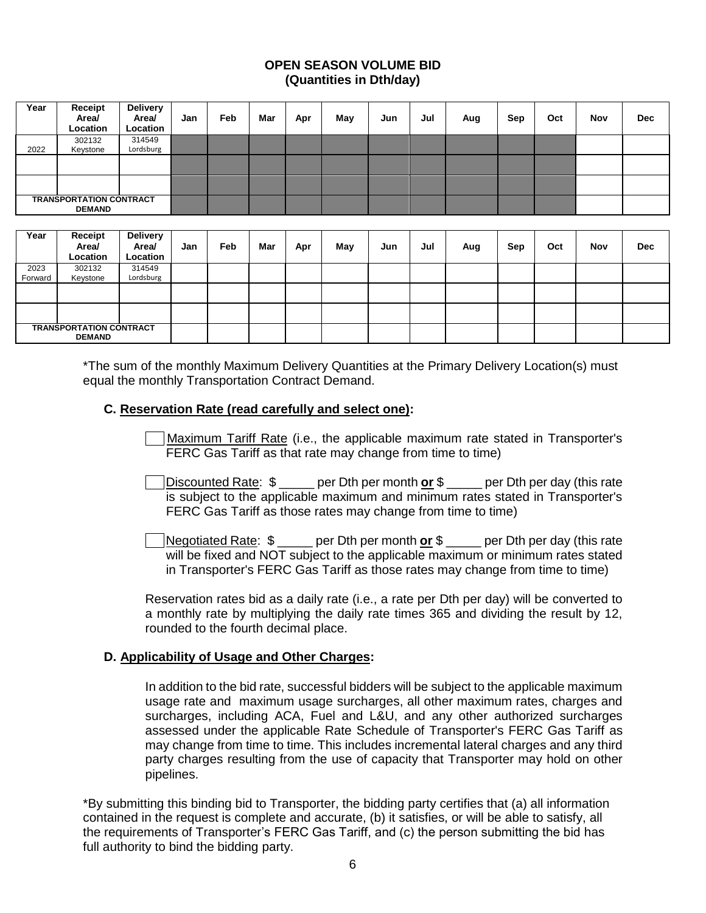**OPEN SEASON VOLUME BID**
**(Quantities in Dth/day)**

| Year | Receipt Area/ Location | Delivery Area/ Location | Jan | Feb | Mar | Apr | May | Jun | Jul | Aug | Sep | Oct | Nov | Dec |
|---|---|---|---|---|---|---|---|---|---|---|---|---|---|---|
| 2022 | 302132 Keystone | 314549 Lordsburg | | | | | | | | | | | | |
| | | | | | | | | | | | | | | |
| | | | | | | | | | | | | | | |
| TRANSPORTATION CONTRACT DEMAND | | | | | | | | | | | | | | |

| Year | Receipt Area/ Location | Delivery Area/ Location | Jan | Feb | Mar | Apr | May | Jun | Jul | Aug | Sep | Oct | Nov | Dec |
|---|---|---|---|---|---|---|---|---|---|---|---|---|---|---|
| 2023 Forward | 302132 Keystone | 314549 Lordsburg | | | | | | | | | | | | |
| | | | | | | | | | | | | | | |
| | | | | | | | | | | | | | | |
| TRANSPORTATION CONTRACT DEMAND | | | | | | | | | | | | | | |

*The sum of the monthly Maximum Delivery Quantities at the Primary Delivery Location(s) must equal the monthly Transportation Contract Demand.

### C. Reservation Rate (read carefully and select one):

☐ Maximum Tariff Rate (i.e., the applicable maximum rate stated in Transporter's FERC Gas Tariff as that rate may change from time to time)

☐ Discounted Rate: $ _____ per Dth per month **or** $ _____ per Dth per day (this rate is subject to the applicable maximum and minimum rates stated in Transporter's FERC Gas Tariff as those rates may change from time to time)

☐ Negotiated Rate: $ _____ per Dth per month **or** $ _____ per Dth per day (this rate will be fixed and NOT subject to the applicable maximum or minimum rates stated in Transporter's FERC Gas Tariff as those rates may change from time to time)

Reservation rates bid as a daily rate (i.e., a rate per Dth per day) will be converted to a monthly rate by multiplying the daily rate times 365 and dividing the result by 12, rounded to the fourth decimal place.

### D. Applicability of Usage and Other Charges:

In addition to the bid rate, successful bidders will be subject to the applicable maximum usage rate and maximum usage surcharges, all other maximum rates, charges and surcharges, including ACA, Fuel and L&U, and any other authorized surcharges assessed under the applicable Rate Schedule of Transporter's FERC Gas Tariff as may change from time to time. This includes incremental lateral charges and any third party charges resulting from the use of capacity that Transporter may hold on other pipelines.

*By submitting this binding bid to Transporter, the bidding party certifies that (a) all information contained in the request is complete and accurate, (b) it satisfies, or will be able to satisfy, all the requirements of Transporter's FERC Gas Tariff, and (c) the person submitting the bid has full authority to bind the bidding party.